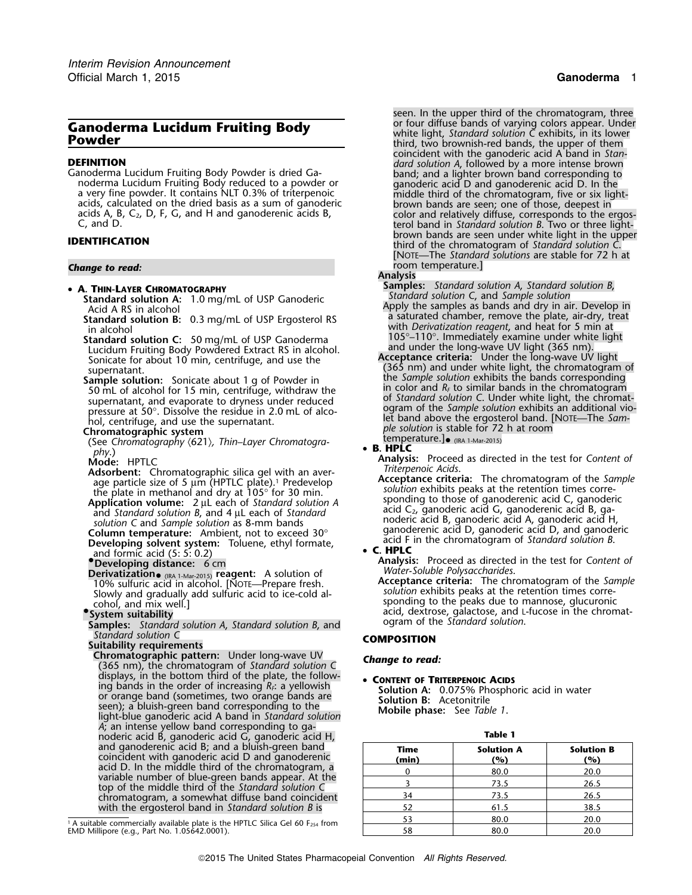# Ganoderma Lucidum Fruiting Body Powder

## DEFINITION

Ganoderma Lucidum Fruiting Body Powder is dried Ganoderma Lucidum Fruiting Body reduced to a powder or a very fine powder. It contains NLT 0.3% of triterpenoic acids, calculated on the dried basis as a sum of ganoderic acids A, B, $C_2$, D, F, G, and H and ganoderenic acids B, C, and D.

## IDENTIFICATION

*Change to read:*

- **A. Thin-Layer Chromatography**

  **Standard solution A:** 1.0 mg/mL of USP Ganoderic Acid A RS in alcohol

  **Standard solution B:** 0.3 mg/mL of USP Ergosterol RS in alcohol

  **Standard solution C:** 50 mg/mL of USP Ganoderma Lucidum Fruiting Body Powdered Extract RS in alcohol. Sonicate for about 10 min, centrifuge, and use the supernatant.

  **Sample solution:** Sonicate about 1 g of Powder in 50 mL of alcohol for 15 min, centrifuge, withdraw the supernatant, and evaporate to dryness under reduced pressure at 50°. Dissolve the residue in 2.0 mL of alcohol, centrifuge, and use the supernatant.

  **Chromatographic system**

  (See *Chromatography* ⟨621⟩, *Thin–Layer Chromatography*.)

  **Mode:** HPTLC

  **Adsorbent:** Chromatographic silica gel with an average particle size of 5 µm (HPTLC plate).[1] Predevelop the plate in methanol and dry at 105° for 30 min.

  **Application volume:** 2 µL each of *Standard solution A* and *Standard solution B*, and 4 µL each of *Standard solution C* and *Sample solution* as 8-mm bands

  **Column temperature:** Ambient, not to exceed 30°

  **Developing solvent system:** Toluene, ethyl formate, and formic acid (5: 5: 0.2)

  •**Developing distance:** 6 cm

  **Derivatization**• (IRA 1-Mar-2015) **reagent:** A solution of 10% sulfuric acid in alcohol. [Note—Prepare fresh. Slowly and gradually add sulfuric acid to ice-cold alcohol, and mix well.]

  •**System suitability**

  **Samples:** *Standard solution A*, *Standard solution B*, and *Standard solution C*

  **Suitability requirements**

  **Chromatographic pattern:** Under long-wave UV (365 nm), the chromatogram of *Standard solution C* displays, in the bottom third of the plate, the following bands in the order of increasing $R_F$: a yellowish or orange band (sometimes, two orange bands are seen); a bluish-green band corresponding to the light-blue ganoderic acid A band in *Standard solution A*; an intense yellow band corresponding to ganoderic acid B, ganoderic acid G, ganoderic acid H, and ganoderenic acid B; and a bluish-green band coincident with ganoderic acid D and ganoderenic acid D. In the middle third of the chromatogram, a variable number of blue-green bands appear. At the top of the middle third of the *Standard solution C* chromatogram, a somewhat diffuse band coincident with the ergosterol band in *Standard solution B* is seen. In the upper third of the chromatogram, three or four diffuse bands of varying colors appear. Under white light, *Standard solution C* exhibits, in its lower third, two brownish-red bands, the upper of them coincident with the ganoderic acid A band in *Standard solution A*, followed by a more intense brown band; and a lighter brown band corresponding to ganoderic acid D and ganoderenic acid D. In the middle third of the chromatogram, five or six light-brown bands are seen; one of those, deepest in color and relatively diffuse, corresponds to the ergosterol band in *Standard solution B*. Two or three light-brown bands are seen under white light in the upper third of the chromatogram of *Standard solution C*. [Note—The *Standard solutions* are stable for 72 h at room temperature.]

  **Analysis**

  **Samples:** *Standard solution A*, *Standard solution B*, *Standard solution C*, and *Sample solution*

  Apply the samples as bands and dry in air. Develop in a saturated chamber, remove the plate, air-dry, treat with *Derivatization reagent*, and heat for 5 min at 105°–110°. Immediately examine under white light and under the long-wave UV light (365 nm).

  **Acceptance criteria:** Under the long-wave UV light (365 nm) and under white light, the chromatogram of the *Sample solution* exhibits the bands corresponding in color and $R_F$ to similar bands in the chromatogram of *Standard solution C*. Under white light, the chromatogram of the *Sample solution* exhibits an additional violet band above the ergosterol band. [Note—The *Sample solution* is stable for 72 h at room temperature.]• (IRA 1-Mar-2015)

- **B. HPLC**

  **Analysis:** Proceed as directed in the test for *Content of Triterpenoic Acids*.

  **Acceptance criteria:** The chromatogram of the *Sample solution* exhibits peaks at the retention times corresponding to those of ganoderenic acid C, ganoderic acid $C_2$, ganoderic acid G, ganoderenic acid B, ganoderic acid B, ganoderic acid A, ganoderic acid H, ganoderenic acid D, ganoderic acid D, and ganoderic acid F in the chromatogram of *Standard solution B*.

- **C. HPLC**

  **Analysis:** Proceed as directed in the test for *Content of Water-Soluble Polysaccharides*.

  **Acceptance criteria:** The chromatogram of the *Sample solution* exhibits peaks at the retention times corresponding to the peaks due to mannose, glucuronic acid, dextrose, galactose, and L-fucose in the chromatogram of the *Standard solution*.

## COMPOSITION

*Change to read:*

- **Content of Triterpenoic Acids**

  **Solution A:** 0.075% Phosphoric acid in water

  **Solution B:** Acetonitrile

  **Mobile phase:** See *Table 1*.

**Table 1**

| Time (min) | Solution A (%) | Solution B (%) |
|---|---|---|
| 0 | 80.0 | 20.0 |
| 3 | 73.5 | 26.5 |
| 34 | 73.5 | 26.5 |
| 52 | 61.5 | 38.5 |
| 53 | 80.0 | 20.0 |
| 58 | 80.0 | 20.0 |

[1] A suitable commercially available plate is the HPTLC Silica Gel 60 $F_{254}$ from EMD Millipore (e.g., Part No. 1.05642.0001).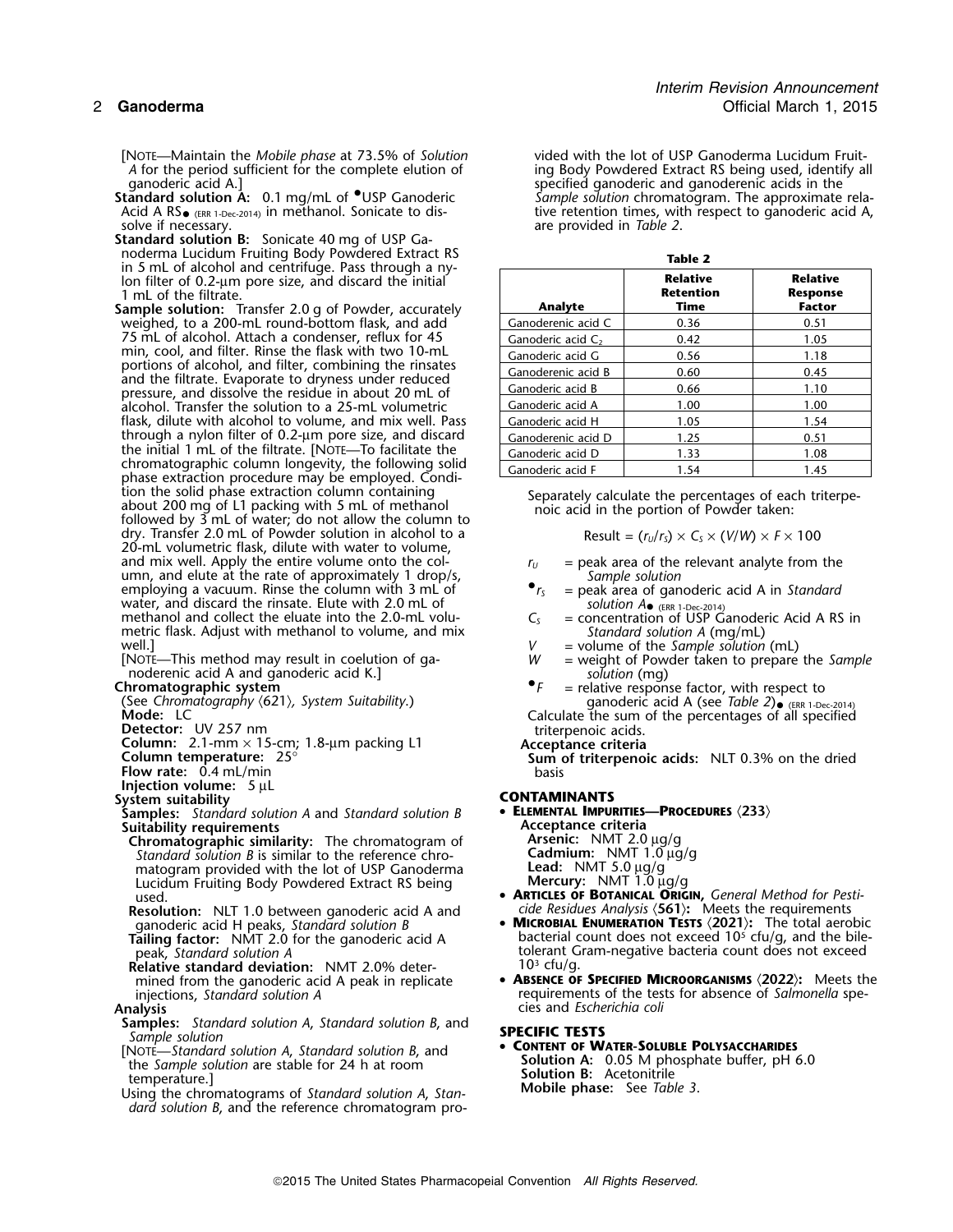[NOTE—Maintain the *Mobile phase* at 73.5% of *Solution A* for the period sufficient for the complete elution of ganoderic acid A.]

**Standard solution A:** 0.1 mg/mL of •USP Ganoderic Acid A RS• (ERR 1-Dec-2014) in methanol. Sonicate to dissolve if necessary.

**Standard solution B:** Sonicate 40 mg of USP Ganoderma Lucidum Fruiting Body Powdered Extract RS in 5 mL of alcohol and centrifuge. Pass through a nylon filter of 0.2-µm pore size, and discard the initial 1 mL of the filtrate.

**Sample solution:** Transfer 2.0 g of Powder, accurately weighed, to a 200-mL round-bottom flask, and add 75 mL of alcohol. Attach a condenser, reflux for 45 min, cool, and filter. Rinse the flask with two 10-mL portions of alcohol, and filter, combining the rinsates and the filtrate. Evaporate to dryness under reduced pressure, and dissolve the residue in about 20 mL of alcohol. Transfer the solution to a 25-mL volumetric flask, dilute with alcohol to volume, and mix well. Pass through a nylon filter of 0.2-µm pore size, and discard the initial 1 mL of the filtrate. [NOTE—To facilitate the chromatographic column longevity, the following solid phase extraction procedure may be employed. Condition the solid phase extraction column containing about 200 mg of L1 packing with 5 mL of methanol followed by 3 mL of water; do not allow the column to dry. Transfer 2.0 mL of Powder solution in alcohol to a 20-mL volumetric flask, dilute with water to volume, and mix well. Apply the entire volume onto the column, and elute at the rate of approximately 1 drop/s, employing a vacuum. Rinse the column with 3 mL of water, and discard the rinsate. Elute with 2.0 mL of methanol and collect the eluate into the 2.0-mL volumetric flask. Adjust with methanol to volume, and mix well.]

[NOTE—This method may result in coelution of ganoderenic acid A and ganoderic acid K.]

**Chromatographic system**

(See *Chromatography* ⟨621⟩, *System Suitability*.)

**Mode:** LC

**Detector:** UV 257 nm

**Column:** 2.1-mm × 15-cm; 1.8-µm packing L1

**Column temperature:** 25°

**Flow rate:** 0.4 mL/min

**Injection volume:** 5 µL

**System suitability**

**Samples:** *Standard solution A* and *Standard solution B*

**Suitability requirements**

**Chromatographic similarity:** The chromatogram of *Standard solution B* is similar to the reference chromatogram provided with the lot of USP Ganoderma Lucidum Fruiting Body Powdered Extract RS being used.

**Resolution:** NLT 1.0 between ganoderic acid A and ganoderic acid H peaks, *Standard solution B*

**Tailing factor:** NMT 2.0 for the ganoderic acid A peak, *Standard solution A*

**Relative standard deviation:** NMT 2.0% determined from the ganoderic acid A peak in replicate injections, *Standard solution A*

**Analysis**

**Samples:** *Standard solution A*, *Standard solution B*, and *Sample solution*

[NOTE—*Standard solution A*, *Standard solution B*, and the *Sample solution* are stable for 24 h at room temperature.]

Using the chromatograms of *Standard solution A*, *Standard solution B*, and the reference chromatogram provided with the lot of USP Ganoderma Lucidum Fruiting Body Powdered Extract RS being used, identify all specified ganoderic and ganoderenic acids in the *Sample solution* chromatogram. The approximate relative retention times, with respect to ganoderic acid A, are provided in *Table 2*.

**Table 2**

| Analyte | Relative Retention Time | Relative Response Factor |
|---|---|---|
| Ganoderic acid C | 0.36 | 0.51 |
| Ganoderic acid $C_2$ | 0.42 | 1.05 |
| Ganoderic acid G | 0.56 | 1.18 |
| Ganoderenic acid B | 0.60 | 0.45 |
| Ganoderic acid B | 0.66 | 1.10 |
| Ganoderic acid A | 1.00 | 1.00 |
| Ganoderic acid H | 1.05 | 1.54 |
| Ganoderenic acid D | 1.25 | 0.51 |
| Ganoderic acid D | 1.33 | 1.08 |
| Ganoderic acid F | 1.54 | 1.45 |

Separately calculate the percentages of each triterpenoic acid in the portion of Powder taken:

$$\text{Result} = (r_U/r_S) \times C_S \times (V/W) \times F \times 100$$

$r_U$ = peak area of the relevant analyte from the *Sample solution*

•$r_S$ = peak area of ganoderic acid A in *Standard solution A*• (ERR 1-Dec-2014)

$C_S$ = concentration of USP Ganoderic Acid A RS in *Standard solution A* (mg/mL)

$V$ = volume of the *Sample solution* (mL)

$W$ = weight of Powder taken to prepare the *Sample solution* (mg)

•$F$ = relative response factor, with respect to ganoderic acid A (see *Table 2*)• (ERR 1-Dec-2014)

Calculate the sum of the percentages of all specified triterpenoic acids.

**Acceptance criteria**

**Sum of triterpenoic acids:** NLT 0.3% on the dried basis

## CONTAMINANTS

- **ELEMENTAL IMPURITIES—PROCEDURES ⟨233⟩**

  **Acceptance criteria**

  **Arsenic:** NMT 2.0 µg/g

  **Cadmium:** NMT 1.0 µg/g

  **Lead:** NMT 5.0 µg/g

  **Mercury:** NMT 1.0 µg/g

- **ARTICLES OF BOTANICAL ORIGIN,** *General Method for Pesticide Residues Analysis* **⟨561⟩:** Meets the requirements

- **MICROBIAL ENUMERATION TESTS ⟨2021⟩:** The total aerobic bacterial count does not exceed $10^5$ cfu/g, and the bile-tolerant Gram-negative bacteria count does not exceed $10^3$ cfu/g.

- **ABSENCE OF SPECIFIED MICROORGANISMS ⟨2022⟩:** Meets the requirements of the tests for absence of *Salmonella* species and *Escherichia coli*

## SPECIFIC TESTS

- **CONTENT OF WATER-SOLUBLE POLYSACCHARIDES**

  **Solution A:** 0.05 M phosphate buffer, pH 6.0

  **Solution B:** Acetonitrile

  **Mobile phase:** See *Table 3*.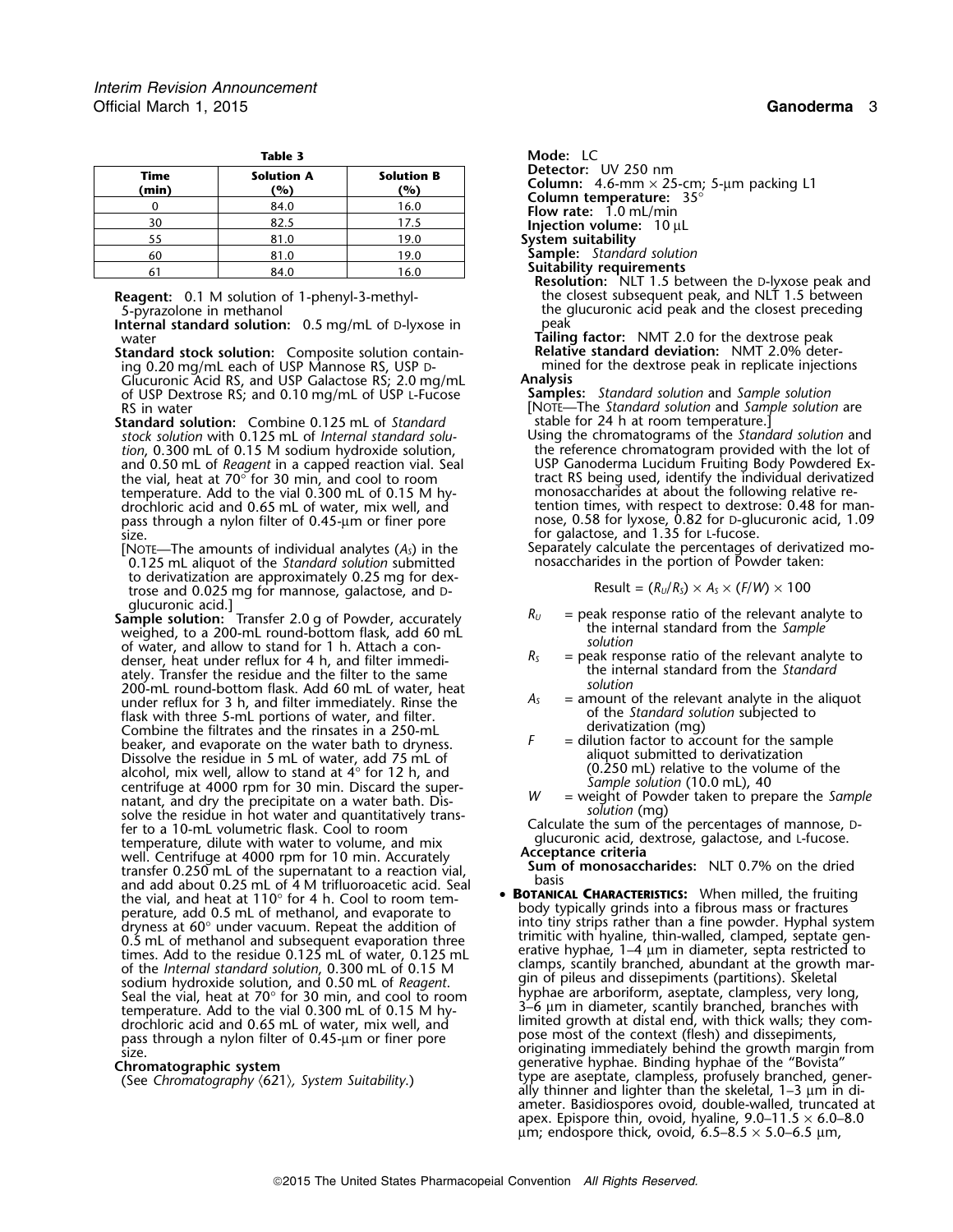**Table 3**

| Time (min) | Solution A (%) | Solution B (%) |
|---|---|---|
| 0 | 84.0 | 16.0 |
| 30 | 82.5 | 17.5 |
| 55 | 81.0 | 19.0 |
| 60 | 81.0 | 19.0 |
| 61 | 84.0 | 16.0 |

**Reagent:** 0.1 M solution of 1-phenyl-3-methyl-5-pyrazolone in methanol

**Internal standard solution:** 0.5 mg/mL of D-lyxose in water

**Standard stock solution:** Composite solution containing 0.20 mg/mL each of USP Mannose RS, USP D-Glucuronic Acid RS, and USP Galactose RS; 2.0 mg/mL of USP Dextrose RS; and 0.10 mg/mL of USP L-Fucose RS in water

**Standard solution:** Combine 0.125 mL of *Standard stock solution* with 0.125 mL of *Internal standard solution*, 0.300 mL of 0.15 M sodium hydroxide solution, and 0.50 mL of *Reagent* in a capped reaction vial. Seal the vial, heat at 70° for 30 min, and cool to room temperature. Add to the vial 0.300 mL of 0.15 M hydrochloric acid and 0.65 mL of water, mix well, and pass through a nylon filter of 0.45-µm or finer pore size.

[NOTE—The amounts of individual analytes ($A_S$) in the 0.125 mL aliquot of the *Standard solution* submitted to derivatization are approximately 0.25 mg for dextrose and 0.025 mg for mannose, galactose, and D-glucuronic acid.]

**Sample solution:** Transfer 2.0 g of Powder, accurately weighed, to a 200-mL round-bottom flask, add 60 mL of water, and allow to stand for 1 h. Attach a condenser, heat under reflux for 4 h, and filter immediately. Transfer the residue and the filter to the same 200-mL round-bottom flask. Add 60 mL of water, heat under reflux for 3 h, and filter immediately. Rinse the flask with three 5-mL portions of water, and filter. Combine the filtrates and the rinsates in a 250-mL beaker, and evaporate on the water bath to dryness. Dissolve the residue in 5 mL of water, add 75 mL of alcohol, mix well, allow to stand at 4° for 12 h, and centrifuge at 4000 rpm for 30 min. Discard the supernatant, and dry the precipitate on a water bath. Dissolve the residue in hot water and quantitatively transfer to a 10-mL volumetric flask. Cool to room temperature, dilute with water to volume, and mix well. Centrifuge at 4000 rpm for 10 min. Accurately transfer 0.250 mL of the supernatant to a reaction vial, and add about 0.25 mL of 4 M trifluoroacetic acid. Seal the vial, and heat at 110° for 4 h. Cool to room temperature, add 0.5 mL of methanol, and evaporate to dryness at 60° under vacuum. Repeat the addition of 0.5 mL of methanol and subsequent evaporation three times. Add to the residue 0.125 mL of water, 0.125 mL of the *Internal standard solution*, 0.300 mL of 0.15 M sodium hydroxide solution, and 0.50 mL of *Reagent*. Seal the vial, heat at 70° for 30 min, and cool to room temperature. Add to the vial 0.300 mL of 0.15 M hydrochloric acid and 0.65 mL of water, mix well, and pass through a nylon filter of 0.45-µm or finer pore size.

**Chromatographic system**

(See *Chromatography* ⟨621⟩, *System Suitability*.)

**Mode:** LC

**Detector:** UV 250 nm

**Column:** 4.6-mm × 25-cm; 5-µm packing L1

**Column temperature:** 35°

**Flow rate:** 1.0 mL/min

**Injection volume:** 10 µL

**System suitability**

**Sample:** *Standard solution*

**Suitability requirements**

**Resolution:** NLT 1.5 between the D-lyxose peak and the closest subsequent peak, and NLT 1.5 between the glucuronic acid peak and the closest preceding peak

**Tailing factor:** NMT 2.0 for the dextrose peak

**Relative standard deviation:** NMT 2.0% determined for the dextrose peak in replicate injections

**Analysis**

**Samples:** *Standard solution* and *Sample solution*

[NOTE—The *Standard solution* and *Sample solution* are stable for 24 h at room temperature.]

Using the chromatograms of the *Standard solution* and the reference chromatogram provided with the lot of USP Ganoderma Lucidum Fruiting Body Powdered Extract RS being used, identify the individual derivatized monosaccharides at about the following relative retention times, with respect to dextrose: 0.48 for mannose, 0.58 for lyxose, 0.82 for D-glucuronic acid, 1.09 for galactose, and 1.35 for L-fucose.

Separately calculate the percentages of derivatized monosaccharides in the portion of Powder taken:

$$\text{Result} = (R_U/R_S) \times A_S \times (F/W) \times 100$$

- $R_U$ = peak response ratio of the relevant analyte to the internal standard from the *Sample solution*
- $R_S$ = peak response ratio of the relevant analyte to the internal standard from the *Standard solution*
- $A_S$ = amount of the relevant analyte in the aliquot of the *Standard solution* subjected to derivatization (mg)
- $F$ = dilution factor to account for the sample aliquot submitted to derivatization (0.250 mL) relative to the volume of the *Sample solution* (10.0 mL), 40
- $W$ = weight of Powder taken to prepare the *Sample solution* (mg)

Calculate the sum of the percentages of mannose, D-glucuronic acid, dextrose, galactose, and L-fucose.

**Acceptance criteria**

**Sum of monosaccharides:** NLT 0.7% on the dried basis

- **BOTANICAL CHARACTERISTICS:** When milled, the fruiting body typically grinds into a fibrous mass or fractures into tiny strips rather than a fine powder. Hyphal system trimitic with hyaline, thin-walled, clamped, septate generative hyphae, 1–4 µm in diameter, septa restricted to clamps, scantily branched, abundant at the growth margin of pileus and dissepiments (partitions). Skeletal hyphae are arboriform, aseptate, clampless, very long, 3–6 µm in diameter, scantily branched, branches with limited growth at distal end, with thick walls; they compose most of the context (flesh) and dissepiments, originating immediately behind the growth margin from generative hyphae. Binding hyphae of the "Bovista" type are aseptate, clampless, profusely branched, generally thinner and lighter than the skeletal, 1–3 µm in diameter. Basidiospores ovoid, double-walled, truncated at apex. Epispore thin, ovoid, hyaline, 9.0–11.5 × 6.0–8.0 µm; endospore thick, ovoid, 6.5–8.5 × 5.0–6.5 µm,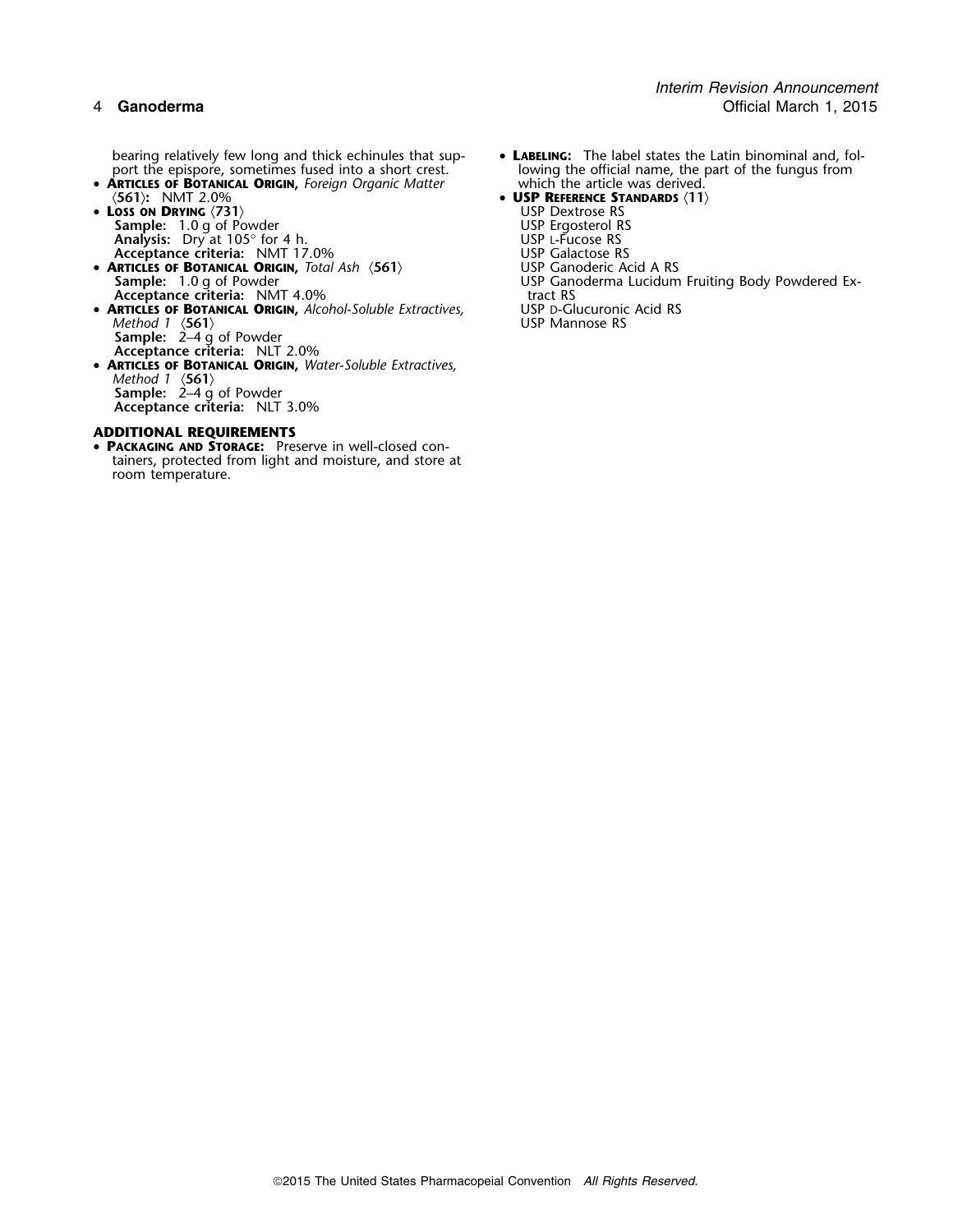bearing relatively few long and thick echinules that support the epispore, sometimes fused into a short crest.

- **Articles of Botanical Origin,** *Foreign Organic Matter* ⟨**561**⟩**:** NMT 2.0%
- **Loss on Drying** ⟨**731**⟩
  **Sample:** 1.0 g of Powder
  **Analysis:** Dry at 105° for 4 h.
  **Acceptance criteria:** NMT 17.0%
- **Articles of Botanical Origin,** *Total Ash* ⟨**561**⟩
  **Sample:** 1.0 g of Powder
  **Acceptance criteria:** NMT 4.0%
- **Articles of Botanical Origin,** *Alcohol-Soluble Extractives, Method 1* ⟨**561**⟩
  **Sample:** 2–4 g of Powder
  **Acceptance criteria:** NLT 2.0%
- **Articles of Botanical Origin,** *Water-Soluble Extractives, Method 1* ⟨**561**⟩
  **Sample:** 2–4 g of Powder
  **Acceptance criteria:** NLT 3.0%

## ADDITIONAL REQUIREMENTS

- **Packaging and Storage:** Preserve in well-closed containers, protected from light and moisture, and store at room temperature.
- **Labeling:** The label states the Latin binominal and, following the official name, the part of the fungus from which the article was derived.
- **USP Reference Standards** ⟨**11**⟩
  USP Dextrose RS
  USP Ergosterol RS
  USP L-Fucose RS
  USP Galactose RS
  USP Ganoderic Acid A RS
  USP Ganoderma Lucidum Fruiting Body Powdered Extract RS
  USP D-Glucuronic Acid RS
  USP Mannose RS